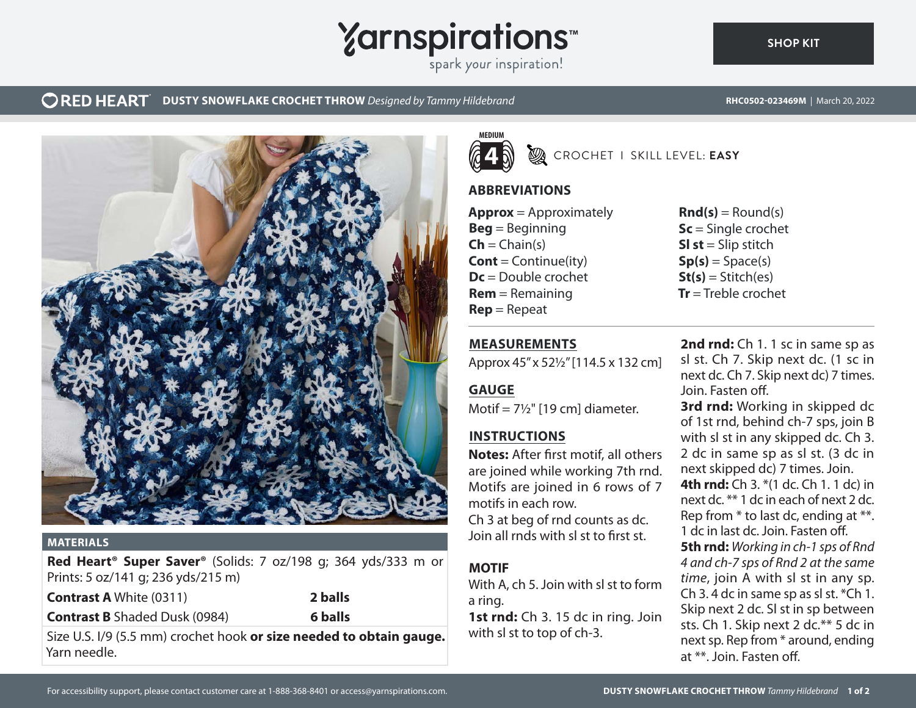Yarnspirations™ spark your inspiration!

SHOP KIT

# RED HEART® DUSTY SNOWFLAKE CROCHET THROW *Designed by Tammy Hildebrand*

RHC0502-023469M | March 20, 2022

MEDIUM 4

CROCHET | SKILL LEVEL: **EASY**

## MATERIALS

**Red Heart® Super Saver®** (Solids: 7 oz/198 g; 364 yds/333 m or Prints: 5 oz/141 g; 236 yds/215 m)

| | |
|---|---|
| **Contrast A** White (0311) | **2 balls** |
| **Contrast B** Shaded Dusk (0984) | **6 balls** |

Size U.S. I/9 (5.5 mm) crochet hook **or size needed to obtain gauge.** Yarn needle.

## ABBREVIATIONS

**Approx** = Approximately
**Beg** = Beginning
**Ch** = Chain(s)
**Cont** = Continue(ity)
**Dc** = Double crochet
**Rem** = Remaining
**Rep** = Repeat
**Rnd(s)** = Round(s)
**Sc** = Single crochet
**Sl st** = Slip stitch
**Sp(s)** = Space(s)
**St(s)** = Stitch(es)
**Tr** = Treble crochet

## MEASUREMENTS

Approx 45" x 52½" [114.5 x 132 cm]

## GAUGE

Motif = 7½" [19 cm] diameter.

## INSTRUCTIONS

**Notes:** After first motif, all others are joined while working 7th rnd. Motifs are joined in 6 rows of 7 motifs in each row.

Ch 3 at beg of rnd counts as dc.

Join all rnds with sl st to first st.

### MOTIF

With A, ch 5. Join with sl st to form a ring.

**1st rnd:** Ch 3. 15 dc in ring. Join with sl st to top of ch-3.

**2nd rnd:** Ch 1. 1 sc in same sp as sl st. Ch 7. Skip next dc. (1 sc in next dc. Ch 7. Skip next dc) 7 times. Join. Fasten off.

**3rd rnd:** Working in skipped dc of 1st rnd, behind ch-7 sps, join B with sl st in any skipped dc. Ch 3. 2 dc in same sp as sl st. (3 dc in next skipped dc) 7 times. Join.

**4th rnd:** Ch 3. *(1 dc. Ch 1. 1 dc) in next dc. ** 1 dc in each of next 2 dc. Rep from * to last dc, ending at **. 1 dc in last dc. Join. Fasten off.

**5th rnd:** *Working in ch-1 sps of Rnd 4 and ch-7 sps of Rnd 2 at the same time*, join A with sl st in any sp. Ch 3. 4 dc in same sp as sl st. *Ch 1. Skip next 2 dc. Sl st in sp between sts. Ch 1. Skip next 2 dc.** 5 dc in next sp. Rep from * around, ending at **. Join. Fasten off.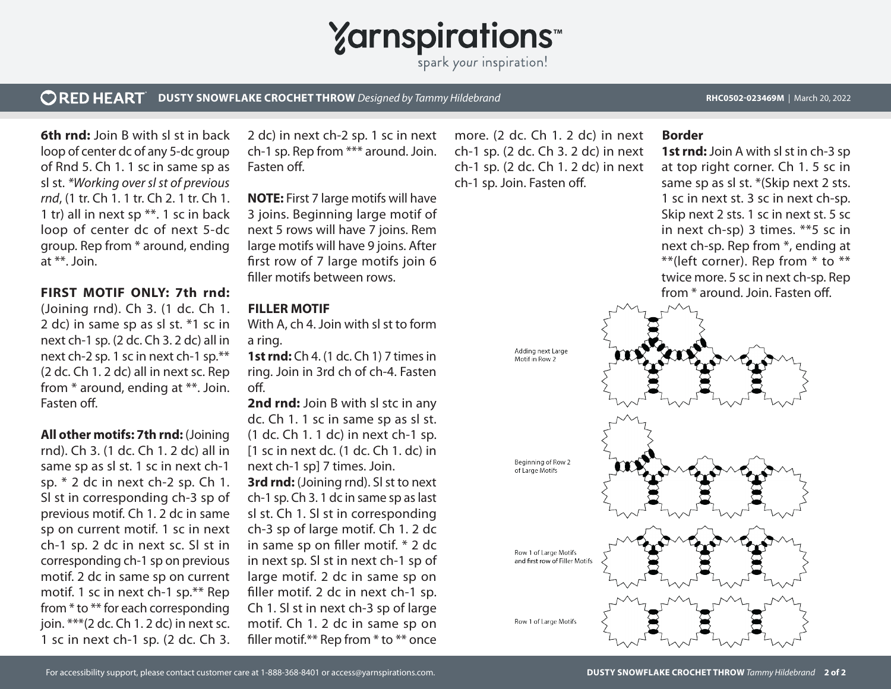**6th rnd:** Join B with sl st in back loop of center dc of any 5-dc group of Rnd 5. Ch 1. 1 sc in same sp as sl st. **Working over sl st of previous rnd*, (1 tr. Ch 1. 1 tr. Ch 2. 1 tr. Ch 1. 1 tr) all in next sp **. 1 sc in back loop of center dc of next 5-dc group. Rep from * around, ending at **. Join.

**FIRST MOTIF ONLY: 7th rnd:** (Joining rnd). Ch 3. (1 dc. Ch 1. 2 dc) in same sp as sl st. *1 sc in next ch-1 sp. (2 dc. Ch 3. 2 dc) all in next ch-2 sp. 1 sc in next ch-1 sp.** (2 dc. Ch 1. 2 dc) all in next sc. Rep from * around, ending at **. Join. Fasten off.

**All other motifs: 7th rnd:** (Joining rnd). Ch 3. (1 dc. Ch 1. 2 dc) all in same sp as sl st. 1 sc in next ch-1 sp. * 2 dc in next ch-2 sp. Ch 1. Sl st in corresponding ch-3 sp of previous motif. Ch 1. 2 dc in same sp on current motif. 1 sc in next ch-1 sp. 2 dc in next sc. Sl st in corresponding ch-1 sp on previous motif. 2 dc in same sp on current motif. 1 sc in next ch-1 sp.** Rep from * to ** for each corresponding join. ***(2 dc. Ch 1. 2 dc) in next sc. 1 sc in next ch-1 sp. (2 dc. Ch 3. 2 dc) in next ch-2 sp. 1 sc in next ch-1 sp. Rep from *** around. Join. Fasten off.

**NOTE:** First 7 large motifs will have 3 joins. Beginning large motif of next 5 rows will have 7 joins. Rem large motifs will have 9 joins. After first row of 7 large motifs join 6 filler motifs between rows.

## FILLER MOTIF

With A, ch 4. Join with sl st to form a ring.

**1st rnd:** Ch 4. (1 dc. Ch 1) 7 times in ring. Join in 3rd ch of ch-4. Fasten off.

**2nd rnd:** Join B with sl stc in any dc. Ch 1. 1 sc in same sp as sl st. (1 dc. Ch 1. 1 dc) in next ch-1 sp. [1 sc in next dc. (1 dc. Ch 1. dc) in next ch-1 sp] 7 times. Join.

**3rd rnd:** (Joining rnd). Sl st to next ch-1 sp. Ch 3. 1 dc in same sp as last sl st. Ch 1. Sl st in corresponding ch-3 sp of large motif. Ch 1. 2 dc in same sp on filler motif. * 2 dc in next sp. Sl st in next ch-1 sp of large motif. 2 dc in same sp on filler motif. 2 dc in next ch-1 sp. Ch 1. Sl st in next ch-3 sp of large motif. Ch 1. 2 dc in same sp on filler motif.** Rep from * to ** once more. (2 dc. Ch 1. 2 dc) in next ch-1 sp. (2 dc. Ch 3. 2 dc) in next ch-1 sp. (2 dc. Ch 1. 2 dc) in next ch-1 sp. Join. Fasten off.

## Border

**1st rnd:** Join A with sl st in ch-3 sp at top right corner. Ch 1. 5 sc in same sp as sl st. *(Skip next 2 sts. 1 sc in next st. 3 sc in next ch-sp. Skip next 2 sts. 1 sc in next st. 5 sc in next ch-sp) 3 times. **5 sc in next ch-sp. Rep from *, ending at **(left corner). Rep from * to ** twice more. 5 sc in next ch-sp. Rep from * around. Join. Fasten off.

Adding next Large Motif in Row 2

Beginning of Row 2 of Large Motifs

Row 1 of Large Motifs and first row of Filler Motifs

Row 1 of Large Motifs